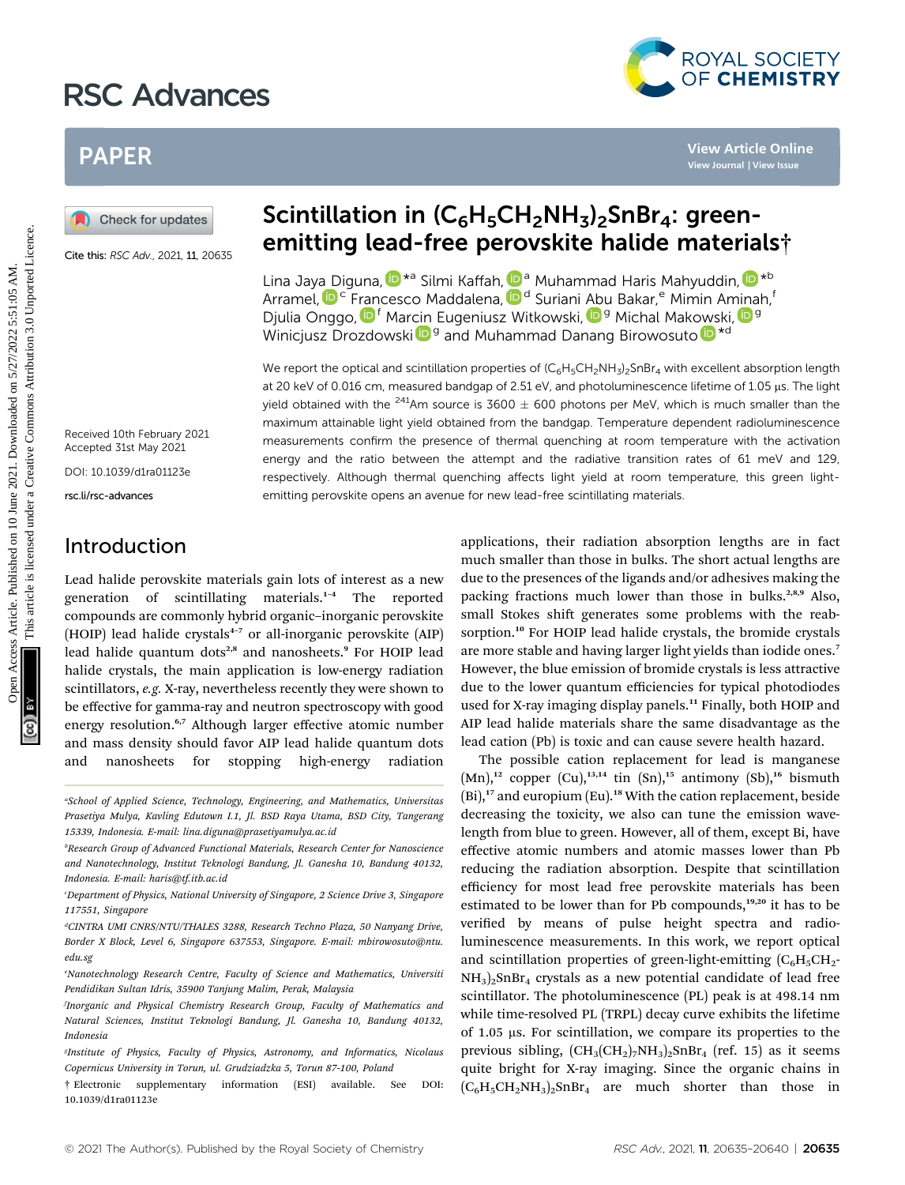# Scintillation in $(C_6H_5CH_2NH_3)_2SnBr_4$: green-emitting lead-free perovskite halide materials†

Lina Jaya Diguna,*[a] Silmi Kaffah,[a] Muhammad Haris Mahyuddin,*[b] Arramel,[c] Francesco Maddalena,[d] Suriani Abu Bakar,[e] Mimin Aminah,[f] Djulia Onggo,[f] Marcin Eugeniusz Witkowski,[g] Michal Makowski,[g] Winicjusz Drozdowski[g] and Muhammad Danang Birowosuto*[d]

Cite this: *RSC Adv.*, 2021, **11**, 20635

Received 10th February 2021
Accepted 31st May 2021

DOI: 10.1039/d1ra01123e

rsc.li/rsc-advances

We report the optical and scintillation properties of $(C_6H_5CH_2NH_3)_2SnBr_4$ with excellent absorption length at 20 keV of 0.016 cm, measured bandgap of 2.51 eV, and photoluminescence lifetime of 1.05 µs. The light yield obtained with the $^{241}$Am source is 3600 ± 600 photons per MeV, which is much smaller than the maximum attainable light yield obtained from the bandgap. Temperature dependent radioluminescence measurements confirm the presence of thermal quenching at room temperature with the activation energy and the ratio between the attempt and the radiative transition rates of 61 meV and 129, respectively. Although thermal quenching affects light yield at room temperature, this green light-emitting perovskite opens an avenue for new lead-free scintillating materials.

## Introduction

Lead halide perovskite materials gain lots of interest as a new generation of scintillating materials.[1–4] The reported compounds are commonly hybrid organic–inorganic perovskite (HOIP) lead halide crystals[4–7] or all-inorganic perovskite (AIP) lead halide quantum dots[2,8] and nanosheets.[9] For HOIP lead halide crystals, the main application is low-energy radiation scintillators, *e.g.* X-ray, nevertheless recently they were shown to be effective for gamma-ray and neutron spectroscopy with good energy resolution.[6,7] Although larger effective atomic number and mass density should favor AIP lead halide quantum dots and nanosheets for stopping high-energy radiation applications, their radiation absorption lengths are in fact much smaller than those in bulks. The short actual lengths are due to the presences of the ligands and/or adhesives making the packing fractions much lower than those in bulks.[2,8,9] Also, small Stokes shift generates some problems with the reabsorption.[10] For HOIP lead halide crystals, the bromide crystals are more stable and having larger light yields than iodide ones.[7] However, the blue emission of bromide crystals is less attractive due to the lower quantum efficiencies for typical photodiodes used for X-ray imaging display panels.[11] Finally, both HOIP and AIP lead halide materials share the same disadvantage as the lead cation (Pb) is toxic and can cause severe health hazard.

The possible cation replacement for lead is manganese (Mn),[12] copper (Cu),[13,14] tin (Sn),[15] antimony (Sb),[16] bismuth (Bi),[17] and europium (Eu).[18] With the cation replacement, beside decreasing the toxicity, we also can tune the emission wavelength from blue to green. However, all of them, except Bi, have effective atomic numbers and atomic masses lower than Pb reducing the radiation absorption. Despite that scintillation efficiency for most lead free perovskite materials has been estimated to be lower than for Pb compounds,[19,20] it has to be verified by means of pulse height spectra and radioluminescence measurements. In this work, we report optical and scintillation properties of green-light-emitting $(C_6H_5CH_2NH_3)_2SnBr_4$ crystals as a new potential candidate of lead free scintillator. The photoluminescence (PL) peak is at 478 nm while time-resolved PL (TRPL) decay curve exhibits the lifetime of 1.05 µs. For scintillation, we compare its properties to the previous sibling, $(CH_3(CH_2)_7NH_3)_2SnBr_4$ (ref. 15) as it seems quite bright for X-ray imaging. Since the organic chains in $(C_6H_5CH_2NH_3)_2SnBr_4$ are much shorter than those in

[a] School of Applied Science, Technology, Engineering, and Mathematics, Universitas Prasetiya Mulya, Kavling Edutown I.1, Jl. BSD Raya Utama, BSD City, Tangerang 15339, Indonesia. E-mail: lina.diguna@prasetiyamulya.ac.id

[b] Research Group of Advanced Functional Materials, Research Center for Nanoscience and Nanotechnology, Institut Teknologi Bandung, Jl. Ganesha 10, Bandung 40132, Indonesia. E-mail: haris@tf.itb.ac.id

[c] Department of Physics, National University of Singapore, 2 Science Drive 3, Singapore 117551, Singapore

[d] CINTRA UMI CNRS/NTU/THALES 3288, Research Techno Plaza, 50 Nanyang Drive, Border X Block, Level 6, Singapore 637553, Singapore. E-mail: mbirowosuto@ntu.edu.sg

[e] Nanotechnology Research Centre, Faculty of Science and Mathematics, Universiti Pendidikan Sultan Idris, 35900 Tanjung Malim, Perak, Malaysia

[f] Inorganic and Physical Chemistry Research Group, Faculty of Mathematics and Natural Sciences, Institut Teknologi Bandung, Jl. Ganesha 10, Bandung 40132, Indonesia

[g] Institute of Physics, Faculty of Physics, Astronomy, and Informatics, Nicolaus Copernicus University in Torun, ul. Grudziadzka 5, Torun 87-100, Poland

† Electronic supplementary information (ESI) available. See DOI: 10.1039/d1ra01123e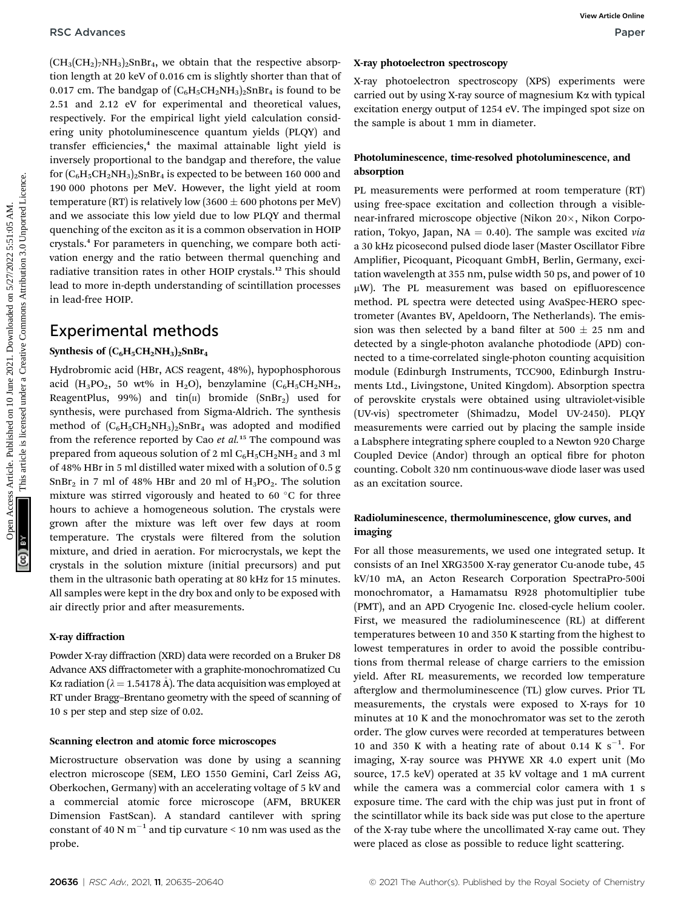$(CH_3(CH_2)_7NH_3)_2SnBr_4$, we obtain that the respective absorption length at 20 keV of 0.016 cm is slightly shorter than that of 0.017 cm. The bandgap of $(C_6H_5CH_2NH_3)_2SnBr_4$ is found to be 2.51 and 2.12 eV for experimental and theoretical values, respectively. For the empirical light yield calculation considering unity photoluminescence quantum yields (PLQY) and transfer efficiencies,[4] the maximal attainable light yield is inversely proportional to the bandgap and therefore, the value for $(C_6H_5CH_2NH_3)_2SnBr_4$ is expected to be between 160 000 and 190 000 photons per MeV. However, the light yield at room temperature (RT) is relatively low (3600 ± 600 photons per MeV) and we associate this low yield due to low PLQY and thermal quenching of the exciton as it is a common observation in HOIP crystals.[4] For parameters in quenching, we compare both activation energy and the ratio between thermal quenching and radiative transition rates in other HOIP crystals.[12] This should lead to more in-depth understanding of scintillation processes in lead-free HOIP.

## Experimental methods

### Synthesis of $(C_6H_5CH_2NH_3)_2SnBr_4$

Hydrobromic acid (HBr, ACS reagent, 48%), hypophosphorous acid ($H_3PO_2$, 50 wt% in $H_2O$), benzylamine ($C_6H_5CH_2NH_2$, ReagentPlus, 99%) and tin(II) bromide ($SnBr_2$) used for synthesis, were purchased from Sigma-Aldrich. The synthesis method of $(C_6H_5CH_2NH_3)_2SnBr_4$ was adopted and modified from the reference reported by Cao *et al.*[15] The compound was prepared from aqueous solution of 2 ml $C_6H_5CH_2NH_2$ and 3 ml of 48% HBr in 5 ml distilled water mixed with a solution of 0.5 g $SnBr_2$ in 7 ml of 48% HBr and 20 ml of $H_3PO_2$. The solution mixture was stirred vigorously and heated to 60 °C for three hours to achieve a homogeneous solution. The crystals were grown after the mixture was left over few days at room temperature. The crystals were filtered from the solution mixture, and dried in aeration. For microcrystals, we kept the crystals in the solution mixture (initial precursors) and put them in the ultrasonic bath operating at 80 kHz for 15 minutes. All samples were kept in the dry box and only to be exposed with air directly prior and after measurements.

### X-ray diffraction

Powder X-ray diffraction (XRD) data were recorded on a Bruker D8 Advance AXS diffractometer with a graphite-monochromatized Cu Kα radiation (λ = 1.54178 Å). The data acquisition was employed at RT under Bragg–Brentano geometry with the speed of scanning of 10 s per step and step size of 0.02.

### Scanning electron and atomic force microscopes

Microstructure observation was done by using a scanning electron microscope (SEM, LEO 1550 Gemini, Carl Zeiss AG, Oberkochen, Germany) with an accelerating voltage of 5 kV and a commercial atomic force microscope (AFM, BRUKER Dimension FastScan). A standard cantilever with spring constant of 40 N $m^{-1}$ and tip curvature < 10 nm was used as the probe.

### X-ray photoelectron spectroscopy

X-ray photoelectron spectroscopy (XPS) experiments were carried out by using X-ray source of magnesium Kα with typical excitation energy output of 1254 eV. The impinged spot size on the sample is about 1 mm in diameter.

### Photoluminescence, time-resolved photoluminescence, and absorption

PL measurements were performed at room temperature (RT) using free-space excitation and collection through a visible-near-infrared microscope objective (Nikon 20×, Nikon Corporation, Tokyo, Japan, NA = 0.40). The sample was excited *via* a 30 kHz picosecond pulsed diode laser (Master Oscillator Fibre Amplifier, Picoquant, Picoquant GmbH, Berlin, Germany, excitation wavelength at 355 nm, pulse width 50 ps, and power of 10 μW). The PL measurement was based on epifluorescence method. PL spectra were detected using AvaSpec-HERO spectrometer (Avantes BV, Apeldoorn, The Netherlands). The emission was then selected by a band filter at 500 ± 25 nm and detected by a single-photon avalanche photodiode (APD) connected to a time-correlated single-photon counting acquisition module (Edinburgh Instruments, TCC900, Edinburgh Instruments Ltd., Livingstone, United Kingdom). Absorption spectra of perovskite crystals were obtained using ultraviolet-visible (UV-vis) spectrometer (Shimadzu, Model UV-2450). PLQY measurements were carried out by placing the sample inside a Labsphere integrating sphere coupled to a Newton 920 Charge Coupled Device (Andor) through an optical fibre for photon counting. Cobolt 320 nm continuous-wave diode laser was used as an excitation source.

### Radioluminescence, thermoluminescence, glow curves, and imaging

For all those measurements, we used one integrated setup. It consists of an Inel XRG3500 X-ray generator Cu-anode tube, 45 kV/10 mA, an Acton Research Corporation SpectraPro-500i monochromator, a Hamamatsu R928 photomultiplier tube (PMT), and an APD Cryogenic Inc. closed-cycle helium cooler. First, we measured the radioluminescence (RL) at different temperatures between 10 and 350 K starting from the highest to lowest temperatures in order to avoid the possible contributions from thermal release of charge carriers to the emission yield. After RL measurements, we recorded low temperature afterglow and thermoluminescence (TL) glow curves. Prior TL measurements, the crystals were exposed to X-rays for 10 minutes at 10 K and the monochromator was set to the zeroth order. The glow curves were recorded at temperatures between 10 and 350 K with a heating rate of about 0.14 K $s^{-1}$. For imaging, X-ray source was PHYWE XR 4.0 expert unit (Mo source, 17.5 keV) operated at 35 kV voltage and 1 mA current while the camera was a commercial color camera with 1 s exposure time. The card with the chip was just put in front of the scintillator while its back side was put close to the aperture of the X-ray tube where the uncollimated X-ray came out. They were placed as close as possible to reduce light scattering.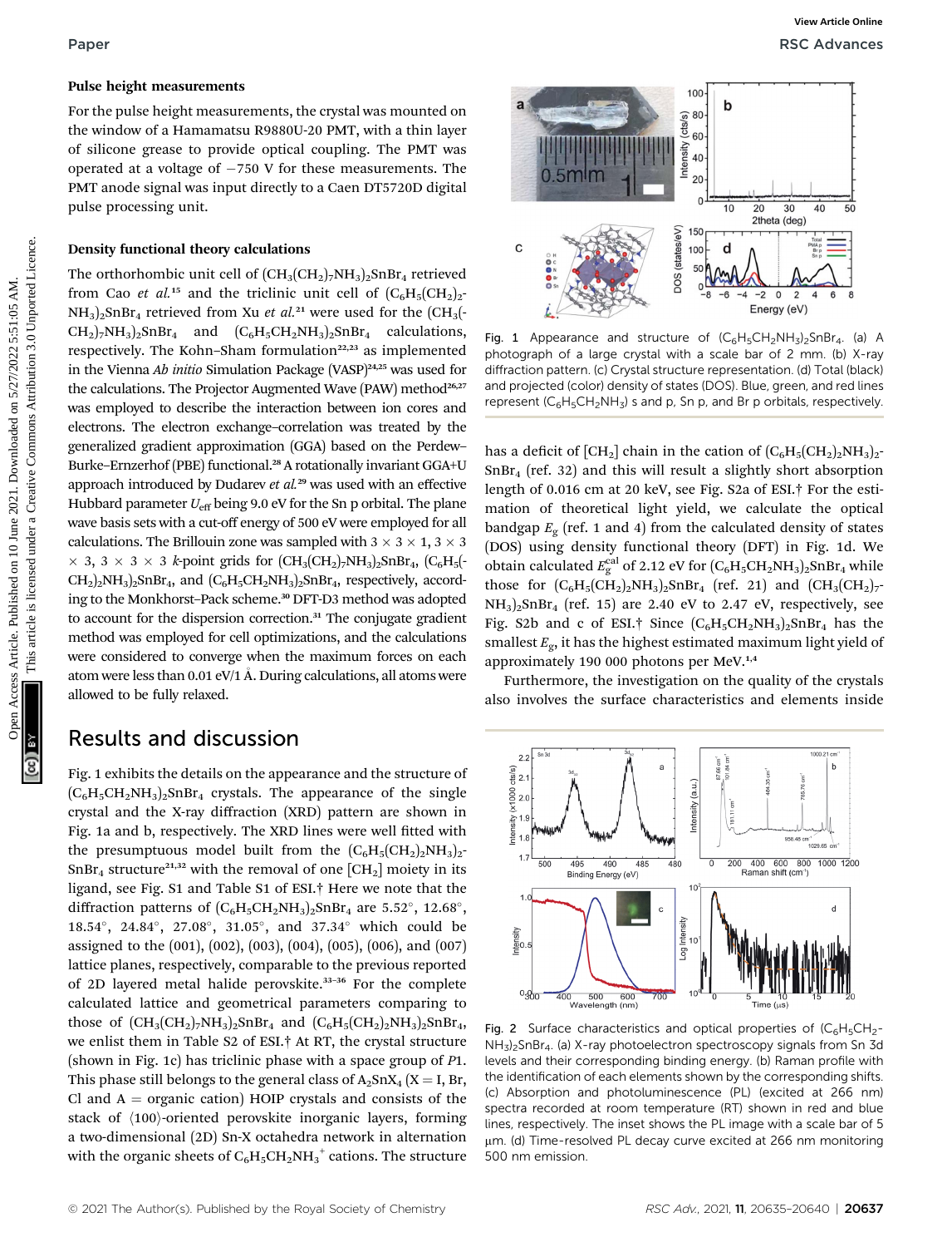#### Pulse height measurements

For the pulse height measurements, the crystal was mounted on the window of a Hamamatsu R9880U-20 PMT, with a thin layer of silicone grease to provide optical coupling. The PMT was operated at a voltage of −750 V for these measurements. The PMT anode signal was input directly to a Caen DT5720D digital pulse processing unit.

#### Density functional theory calculations

The orthorhombic unit cell of $(CH_3(CH_2)_7NH_3)_2SnBr_4$ retrieved from Cao *et al.*[15] and the triclinic unit cell of $(C_6H_5(CH_2)_2NH_3)_2SnBr_4$ retrieved from Xu *et al.*[21] were used for the $(CH_3(CH_2)_7NH_3)_2SnBr_4$ and $(C_6H_5CH_2NH_3)_2SnBr_4$ calculations, respectively. The Kohn–Sham formulation[22,23] as implemented in the Vienna *Ab initio* Simulation Package (VASP)[24,25] was used for the calculations. The Projector Augmented Wave (PAW) method[26,27] was employed to describe the interaction between ion cores and electrons. The electron exchange–correlation was treated by the generalized gradient approximation (GGA) based on the Perdew–Burke–Ernzerhof (PBE) functional.[28] A rotationally invariant GGA+U approach introduced by Dudarev *et al.*[29] was used with an effective Hubbard parameter $U_{eff}$ being 9.0 eV for the Sn p orbital. The plane wave basis sets with a cut-off energy of 500 eV were employed for all calculations. The Brillouin zone was sampled with 3 × 3 × 1, 3 × 3 × 3, 3 × 3 × 3 *k*-point grids for $(CH_3(CH_2)_7NH_3)_2SnBr_4$, $(C_6H_5(CH_2)_2NH_3)_2SnBr_4$, and $(C_6H_5CH_2NH_3)_2SnBr_4$, respectively, according to the Monkhorst–Pack scheme.[30] DFT-D3 method was adopted to account for the dispersion correction.[31] The conjugate gradient method was employed for cell optimizations, and the calculations were considered to converge when the maximum forces on each atom were less than 0.01 eV/1 Å. During calculations, all atoms were allowed to be fully relaxed.

## Results and discussion

Fig. 1 exhibits the details on the appearance and the structure of $(C_6H_5CH_2NH_3)_2SnBr_4$ crystals. The appearance of the single crystal and the X-ray diffraction (XRD) pattern are shown in Fig. 1a and b, respectively. The XRD lines were well fitted with the presumptuous model built from the $(C_6H_5(CH_2)_2NH_3)_2SnBr_4$ structure[21,32] with the removal of one $[CH_2]$ moiety in its ligand, see Fig. S1 and Table S1 of ESI.† Here we note that the diffraction patterns of $(C_6H_5CH_2NH_3)_2SnBr_4$ are 5.52°, 12.68°, 18.54°, 24.84°, 27.08°, 31.05°, and 37.34° which could be assigned to the (001), (002), (003), (004), (005), (006), and (007) lattice planes, respectively, comparable to the previous reported of 2D layered metal halide perovskite.[33–36] For the complete calculated lattice and geometrical parameters comparing to those of $(CH_3(CH_2)_7NH_3)_2SnBr_4$ and $(C_6H_5(CH_2)_2NH_3)_2SnBr_4$, we enlist them in Table S2 of ESI.† At RT, the crystal structure (shown in Fig. 1c) has triclinic phase with a space group of *P*1. This phase still belongs to the general class of $A_2SnX_4$ (X = I, Br, Cl and A = organic cation) HOIP crystals and consists of the stack of ⟨100⟩-oriented perovskite inorganic layers, forming a two-dimensional (2D) Sn-X octahedra network in alternation with the organic sheets of $C_6H_5CH_2NH_3^+$ cations. The structure has a deficit of $[CH_2]$ chain in the cation of $(C_6H_5(CH_2)_2NH_3)_2SnBr_4$ (ref. 32) and this will result a slightly short absorption length of 0.016 cm at 20 keV, see Fig. S2a of ESI.† For the estimation of theoretical light yield, we calculate the optical bandgap $E_g$ (ref. 1 and 4) from the calculated density of states (DOS) using density functional theory (DFT) in Fig. 1d. We obtain calculated $E_g^{cal}$ of 2.12 eV for $(C_6H_5CH_2NH_3)_2SnBr_4$ while those for $(C_6H_5(CH_2)_2NH_3)_2SnBr_4$ (ref. 21) and $(CH_3(CH_2)_7NH_3)_2SnBr_4$ (ref. 15) are 2.40 eV to 2.47 eV, respectively, see Fig. S2b and c of ESI.† Since $(C_6H_5CH_2NH_3)_2SnBr_4$ has the smallest $E_g$, it has the highest estimated maximum light yield of approximately 190 000 photons per MeV.[1,4]

Furthermore, the investigation on the quality of the crystals also involves the surface characteristics and elements inside

Fig. 1 Appearance and structure of $(C_6H_5CH_2NH_3)_2SnBr_4$. (a) A photograph of a large crystal with a scale bar of 2 mm. (b) X-ray diffraction pattern. (c) Crystal structure representation. (d) Total (black) and projected (color) density of states (DOS). Blue, green, and red lines represent $(C_6H_5CH_2NH_3)$ s and p, Sn p, and Br p orbitals, respectively.

Fig. 2 Surface characteristics and optical properties of $(C_6H_5CH_2NH_3)_2SnBr_4$. (a) X-ray photoelectron spectroscopy signals from Sn 3d levels and their corresponding binding energy. (b) Raman profile with the identification of each elements shown by the corresponding shifts. (c) Absorption and photoluminescence (PL) (excited at 266 nm) spectra recorded at room temperature (RT) shown in red and blue lines, respectively. The inset shows the PL image with a scale bar of 5 μm. (d) Time-resolved PL decay curve excited at 266 nm monitoring 500 nm emission.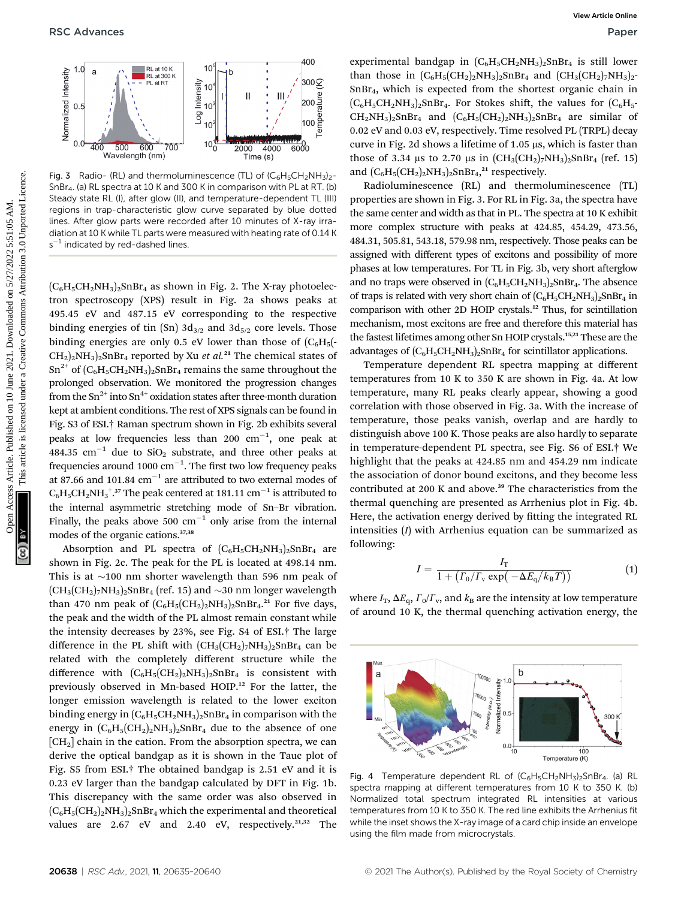Fig. 3 Radio- (RL) and thermoluminescence (TL) of $(C_6H_5CH_2NH_3)_2SnBr_4$. (a) RL spectra at 10 K and 300 K in comparison with PL at RT. (b) Steady state RL (I), after glow (II), and temperature-dependent TL (III) regions in trap-characteristic glow curve separated by blue dotted lines. After glow parts were recorded after 10 minutes of X-ray irradiation at 10 K while TL parts were measured with heating rate of 0.14 K $s^{-1}$ indicated by red-dashed lines.

$(C_6H_5CH_2NH_3)_2SnBr_4$ as shown in Fig. 2. The X-ray photoelectron spectroscopy (XPS) result in Fig. 2a shows peaks at 495.45 eV and 487.15 eV corresponding to the respective binding energies of tin (Sn) $3d_{3/2}$ and $3d_{5/2}$ core levels. Those binding energies are only 0.5 eV lower than those of $(C_6H_5(CH_2)_2NH_3)_2SnBr_4$ reported by Xu *et al.*[21] The chemical states of $Sn^{2+}$ of $(C_6H_5CH_2NH_3)_2SnBr_4$ remains the same throughout the prolonged observation. We monitored the progression changes from the $Sn^{2+}$ into $Sn^{4+}$ oxidation states after three-month duration kept at ambient conditions. The rest of XPS signals can be found in Fig. S3 of ESI.† Raman spectrum shown in Fig. 2b exhibits several peaks at low frequencies less than 200 $cm^{-1}$, one peak at 484.35 $cm^{-1}$ due to $SiO_2$ substrate, and three other peaks at frequencies around 1000 $cm^{-1}$. The first two low frequency peaks at 87.66 and 101.84 $cm^{-1}$ are attributed to two external modes of $C_6H_5CH_2NH_3^+$.[37] The peak centered at 181.11 $cm^{-1}$ is attributed to the internal asymmetric stretching mode of Sn–Br vibration. Finally, the peaks above 500 $cm^{-1}$ only arise from the internal modes of the organic cations.[37,38]

Absorption and PL spectra of $(C_6H_5CH_2NH_3)_2SnBr_4$ are shown in Fig. 2c. The peak for the PL is located at 498.14 nm. This is at ~100 nm shorter wavelength than 596 nm peak of $(CH_3(CH_2)_7NH_3)_2SnBr_4$ (ref. 15) and ~30 nm longer wavelength than 470 nm peak of $(C_6H_5(CH_2)_2NH_3)_2SnBr_4$.[21] For five days, the peak and the width of the PL almost remain constant while the intensity decreases by 23%, see Fig. S4 of ESI.† The large difference in the PL shift with $(CH_3(CH_2)_7NH_3)_2SnBr_4$ can be related with the completely different structure while the difference with $(C_6H_5(CH_2)_2NH_3)_2SnBr_4$ is consistent with previously observed in Mn-based HOIP.[12] For the latter, the longer emission wavelength is related to the lower exciton binding energy in $(C_6H_5CH_2NH_3)_2SnBr_4$ in comparison with the energy in $(C_6H_5(CH_2)_2NH_3)_2SnBr_4$ due to the absence of one $[CH_2]$ chain in the cation. From the absorption spectra, we can derive the optical bandgap as it is shown in the Tauc plot of Fig. S5 from ESI.† The obtained bandgap is 2.51 eV and it is 0.23 eV larger than the bandgap calculated by DFT in Fig. 1b. This discrepancy with the same order was also observed in $(C_6H_5(CH_2)_2NH_3)_2SnBr_4$ which the experimental and theoretical values are 2.67 eV and 2.40 eV, respectively.[21,32] The experimental bandgap in $(C_6H_5CH_2NH_3)_2SnBr_4$ is still lower than those in $(C_6H_5(CH_2)_2NH_3)_2SnBr_4$ and $(CH_3(CH_2)_7NH_3)_2SnBr_4$, which is expected from the shortest organic chain in $(C_6H_5CH_2NH_3)_2SnBr_4$. For Stokes shift, the values for $(C_6H_5CH_2NH_3)_2SnBr_4$ and $(C_6H_5(CH_2)_2NH_3)_2SnBr_4$ are similar of 0.02 eV and 0.03 eV, respectively. Time resolved PL (TRPL) decay curve in Fig. 2d shows a lifetime of 1.05 μs, which is faster than those of 3.34 μs to 2.70 μs in $(CH_3(CH_2)_7NH_3)_2SnBr_4$ (ref. 15) and $(C_6H_5(CH_2)_2NH_3)_2SnBr_4$,[21] respectively.

Radioluminescence (RL) and thermoluminescence (TL) properties are shown in Fig. 3. For RL in Fig. 3a, the spectra have the same center and width as that in PL. The spectra at 10 K exhibit more complex structure with peaks at 424.85, 454.29, 473.56, 484.31, 505.81, 543.18, 579.98 nm, respectively. Those peaks can be assigned with different types of excitons and possibility of more phases at low temperatures. For TL in Fig. 3b, very short afterglow and no traps were observed in $(C_6H_5CH_2NH_3)_2SnBr_4$. The absence of traps is related with very short chain of $(C_6H_5CH_2NH_3)_2SnBr_4$ in comparison with other 2D HOIP crystals.[12] Thus, for scintillation mechanism, most excitons are free and therefore this material has the fastest lifetimes among other Sn HOIP crystals.[15,21] These are the advantages of $(C_6H_5CH_2NH_3)_2SnBr_4$ for scintillator applications.

Temperature dependent RL spectra mapping at different temperatures from 10 K to 350 K are shown in Fig. 4a. At low temperature, many RL peaks clearly appear, showing a good correlation with those observed in Fig. 3a. With the increase of temperature, those peaks vanish, overlap and are hardly to distinguish above 100 K. Those peaks are also hardly to separate in temperature-dependent PL spectra, see Fig. S6 of ESI.† We highlight that the peaks at 424.85 nm and 454.29 nm indicate the association of donor bound excitons, and they become less contributed at 200 K and above.[39] The characteristics from the thermal quenching are presented as Arrhenius plot in Fig. 4b. Here, the activation energy derived by fitting the integrated RL intensities ($I$) with Arrhenius equation can be summarized as following:

$$I = \frac{I_T}{1 + (\Gamma_0/\Gamma_v \exp(-\Delta E_q/k_B T))} \quad (1)$$

where $I_T$, $\Delta E_q$, $\Gamma_0/\Gamma_v$, and $k_B$ are the intensity at low temperature of around 10 K, the thermal quenching activation energy, the

Fig. 4 Temperature dependent RL of $(C_6H_5CH_2NH_3)_2SnBr_4$. (a) RL spectra mapping at different temperatures from 10 K to 350 K. (b) Normalized total spectrum integrated RL intensities at various temperatures from 10 K to 350 K. The red line exhibits the Arrhenius fit while the inset shows the X-ray image of a card chip inside an envelope using the film made from microcrystals.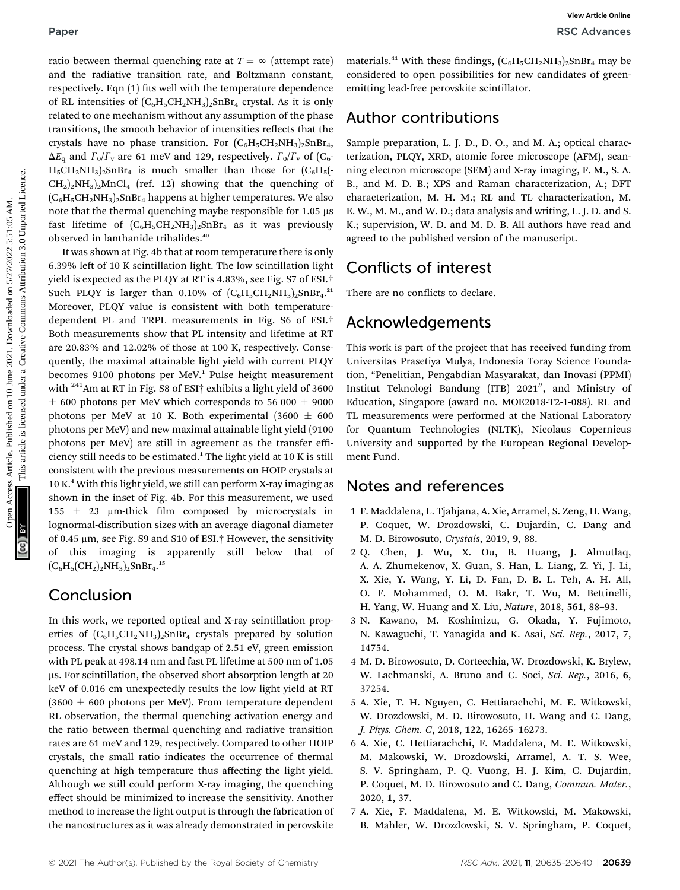ratio between thermal quenching rate at $T = \infty$ (attempt rate) and the radiative transition rate, and Boltzmann constant, respectively. Eqn (1) fits well with the temperature dependence of RL intensities of $(C_6H_5CH_2NH_3)_2SnBr_4$ crystal. As it is only related to one mechanism without any assumption of the phase transitions, the smooth behavior of intensities reflects that the crystals have no phase transition. For $(C_6H_5CH_2NH_3)_2SnBr_4$, $\Delta E_q$ and $\Gamma_0/\Gamma_v$ are 61 meV and 129, respectively. $\Gamma_0/\Gamma_v$ of $(C_6H_5CH_2NH_3)_2SnBr_4$ is much smaller than those for $(C_6H_5(CH_2)_2NH_3)_2MnCl_4$ (ref. 12) showing that the quenching of $(C_6H_5CH_2NH_3)_2SnBr_4$ happens at higher temperatures. We also note that the thermal quenching maybe responsible for 1.05 μs fast lifetime of $(C_6H_5CH_2NH_3)_2SnBr_4$ as it was previously observed in lanthanide trihalides.[40]

It was shown at Fig. 4b that at room temperature there is only 6.39% left of 10 K scintillation light. The low scintillation light yield is expected as the PLQY at RT is 4.83%, see Fig. S7 of ESI.† Such PLQY is larger than 0.10% of $(C_6H_5CH_2NH_3)_2SnBr_4$.[21] Moreover, PLQY value is consistent with both temperature-dependent PL and TRPL measurements in Fig. S6 of ESI.† Both measurements show that PL intensity and lifetime at RT are 20.83% and 12.02% of those at 100 K, respectively. Consequently, the maximal attainable light yield with current PLQY becomes 9100 photons per MeV.[1] Pulse height measurement with $^{241}$Am at RT in Fig. S8 of ESI† exhibits a light yield of 3600 ± 600 photons per MeV which corresponds to 56 000 ± 9000 photons per MeV at 10 K. Both experimental (3600 ± 600 photons per MeV) and new maximal attainable light yield (9100 photons per MeV) are still in agreement as the transfer efficiency still needs to be estimated.[1] The light yield at 10 K is still consistent with the previous measurements on HOIP crystals at 10 K.[4] With this light yield, we still can perform X-ray imaging as shown in the inset of Fig. 4b. For this measurement, we used 155 ± 23 μm-thick film composed by microcrystals in lognormal-distribution sizes with an average diagonal diameter of 0.45 μm, see Fig. S9 and S10 of ESI.† However, the sensitivity of this imaging is apparently still below that of $(C_6H_5(CH_2)_2NH_3)_2SnBr_4$.[15]

## Conclusion

In this work, we reported optical and X-ray scintillation properties of $(C_6H_5CH_2NH_3)_2SnBr_4$ crystals prepared by solution process. The crystal shows bandgap of 2.51 eV, green emission with PL peak at 498.14 nm and fast PL lifetime at 500 nm of 1.05 μs. For scintillation, the observed short absorption length at 20 keV of 0.016 cm unexpectedly results the low light yield at RT (3600 ± 600 photons per MeV). From temperature dependent RL observation, the thermal quenching activation energy and the ratio between thermal quenching and radiative transition rates are 61 meV and 129, respectively. Compared to other HOIP crystals, the small ratio indicates the occurrence of thermal quenching at high temperature thus affecting the light yield. Although we still could perform X-ray imaging, the quenching effect should be minimized to increase the sensitivity. Another method to increase the light output is through the fabrication of the nanostructures as it was already demonstrated in perovskite materials.[41] With these findings, $(C_6H_5CH_2NH_3)_2SnBr_4$ may be considered to open possibilities for new candidates of green-emitting lead-free perovskite scintillator.

## Author contributions

Sample preparation, L. J. D., D. O., and M. A.; optical characterization, PLQY, XRD, atomic force microscope (AFM), scanning electron microscope (SEM) and X-ray imaging, F. M., S. A. B., and M. D. B.; XPS and Raman characterization, A.; DFT characterization, M. H. M.; RL and TL characterization, M. E. W., M. M., and W. D.; data analysis and writing, L. J. D. and S. K.; supervision, W. D. and M. D. B. All authors have read and agreed to the published version of the manuscript.

## Conflicts of interest

There are no conflicts to declare.

## Acknowledgements

This work is part of the project that has received funding from Universitas Prasetiya Mulya, Indonesia Toray Science Foundation, "Penelitian, Pengabdian Masyarakat, dan Inovasi (PPMI) Institut Teknologi Bandung (ITB) 2021", and Ministry of Education, Singapore (award no. MOE2018-T2-1-088). RL and TL measurements were performed at the National Laboratory for Quantum Technologies (NLTK), Nicolaus Copernicus University and supported by the European Regional Development Fund.

## Notes and references

1 F. Maddalena, L. Tjahjana, A. Xie, Arramel, S. Zeng, H. Wang, P. Coquet, W. Drozdowski, C. Dujardin, C. Dang and M. D. Birowosuto, *Crystals*, 2019, **9**, 88.

2 Q. Chen, J. Wu, X. Ou, B. Huang, J. Almutlaq, A. A. Zhumekenov, X. Guan, S. Han, L. Liang, Z. Yi, J. Li, X. Xie, Y. Wang, Y. Li, D. Fan, D. B. L. Teh, A. H. All, O. F. Mohammed, O. M. Bakr, T. Wu, M. Bettinelli, H. Yang, W. Huang and X. Liu, *Nature*, 2018, **561**, 88–93.

3 N. Kawano, M. Koshimizu, G. Okada, Y. Fujimoto, N. Kawaguchi, T. Yanagida and K. Asai, *Sci. Rep.*, 2017, **7**, 14754.

4 M. D. Birowosuto, D. Cortecchia, W. Drozdowski, K. Brylew, W. Lachmanski, A. Bruno and C. Soci, *Sci. Rep.*, 2016, **6**, 37254.

5 A. Xie, T. H. Nguyen, C. Hettiarachchi, M. E. Witkowski, W. Drozdowski, M. D. Birowosuto, H. Wang and C. Dang, *J. Phys. Chem. C*, 2018, **122**, 16265–16273.

6 A. Xie, C. Hettiarachchi, F. Maddalena, M. E. Witkowski, M. Makowski, W. Drozdowski, Arramel, A. T. S. Wee, S. V. Springham, P. Q. Vuong, H. J. Kim, C. Dujardin, P. Coquet, M. D. Birowosuto and C. Dang, *Commun. Mater.*, 2020, **1**, 37.

7 A. Xie, F. Maddalena, M. E. Witkowski, M. Makowski, B. Mahler, W. Drozdowski, S. V. Springham, P. Coquet,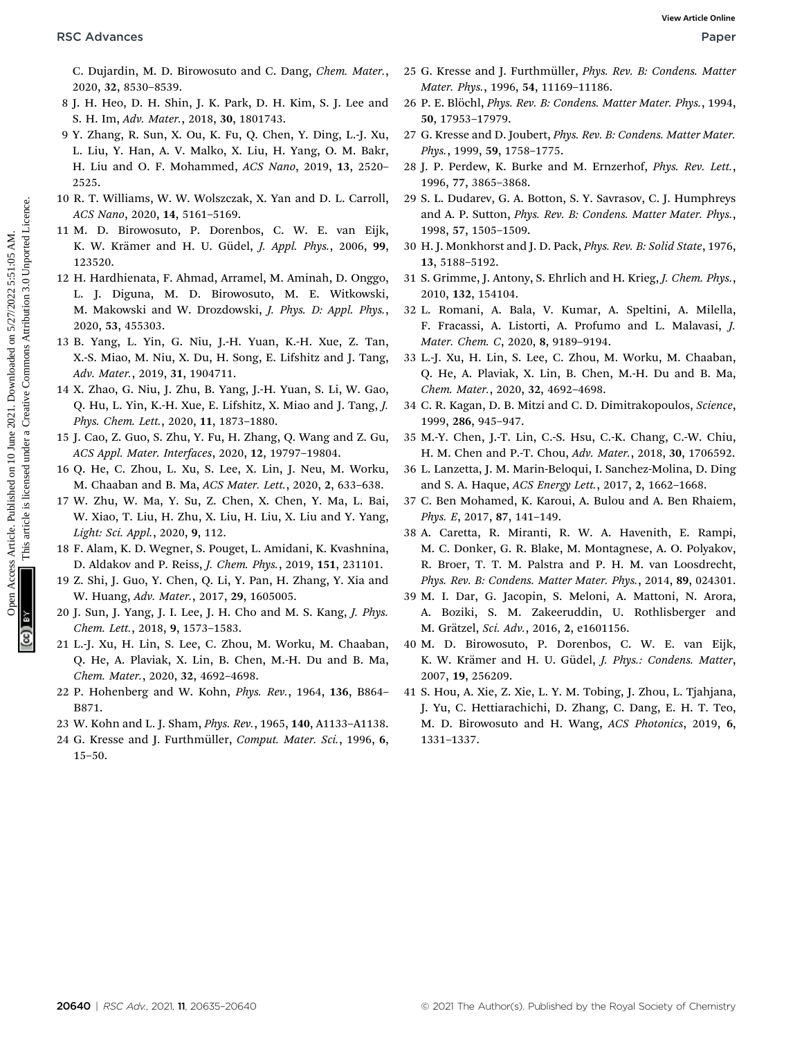C. Dujardin, M. D. Birowosuto and C. Dang, *Chem. Mater.*, 2020, **32**, 8530–8539.

8 J. H. Heo, D. H. Shin, J. K. Park, D. H. Kim, S. J. Lee and S. H. Im, *Adv. Mater.*, 2018, **30**, 1801743.

9 Y. Zhang, R. Sun, X. Ou, K. Fu, Q. Chen, Y. Ding, L.-J. Xu, L. Liu, Y. Han, A. V. Malko, X. Liu, H. Yang, O. M. Bakr, H. Liu and O. F. Mohammed, *ACS Nano*, 2019, **13**, 2520–2525.

10 R. T. Williams, W. W. Wolszczak, X. Yan and D. L. Carroll, *ACS Nano*, 2020, **14**, 5161–5169.

11 M. D. Birowosuto, P. Dorenbos, C. W. E. van Eijk, K. W. Krämer and H. U. Güdel, *J. Appl. Phys.*, 2006, **99**, 123520.

12 H. Hardhienata, F. Ahmad, Arramel, M. Aminah, D. Onggo, L. J. Diguna, M. D. Birowosuto, M. E. Witkowski, M. Makowski and W. Drozdowski, *J. Phys. D: Appl. Phys.*, 2020, **53**, 455303.

13 B. Yang, L. Yin, G. Niu, J.-H. Yuan, K.-H. Xue, Z. Tan, X.-S. Miao, M. Niu, X. Du, H. Song, E. Lifshitz and J. Tang, *Adv. Mater.*, 2019, **31**, 1904711.

14 X. Zhao, G. Niu, J. Zhu, B. Yang, J.-H. Yuan, S. Li, W. Gao, Q. Hu, L. Yin, K.-H. Xue, E. Lifshitz, X. Miao and J. Tang, *J. Phys. Chem. Lett.*, 2020, **11**, 1873–1880.

15 J. Cao, Z. Guo, S. Zhu, Y. Fu, H. Zhang, Q. Wang and Z. Gu, *ACS Appl. Mater. Interfaces*, 2020, **12**, 19797–19804.

16 Q. He, C. Zhou, L. Xu, S. Lee, X. Lin, J. Neu, M. Worku, M. Chaaban and B. Ma, *ACS Mater. Lett.*, 2020, **2**, 633–638.

17 W. Zhu, W. Ma, Y. Su, Z. Chen, X. Chen, Y. Ma, L. Bai, W. Xiao, T. Liu, H. Zhu, X. Liu, H. Liu, X. Liu and Y. Yang, *Light: Sci. Appl.*, 2020, **9**, 112.

18 F. Alam, K. D. Wegner, S. Pouget, L. Amidani, K. Kvashnina, D. Aldakov and P. Reiss, *J. Chem. Phys.*, 2019, **151**, 231101.

19 Z. Shi, J. Guo, Y. Chen, Q. Li, Y. Pan, H. Zhang, Y. Xia and W. Huang, *Adv. Mater.*, 2017, **29**, 1605005.

20 J. Sun, J. Yang, J. I. Lee, J. H. Cho and M. S. Kang, *J. Phys. Chem. Lett.*, 2018, **9**, 1573–1583.

21 L.-J. Xu, H. Lin, S. Lee, C. Zhou, M. Worku, M. Chaaban, Q. He, A. Plaviak, X. Lin, B. Chen, M.-H. Du and B. Ma, *Chem. Mater.*, 2020, **32**, 4692–4698.

22 P. Hohenberg and W. Kohn, *Phys. Rev.*, 1964, **136**, B864–B871.

23 W. Kohn and L. J. Sham, *Phys. Rev.*, 1965, **140**, A1133–A1138.

24 G. Kresse and J. Furthmüller, *Comput. Mater. Sci.*, 1996, **6**, 15–50.

25 G. Kresse and J. Furthmüller, *Phys. Rev. B: Condens. Matter Mater. Phys.*, 1996, **54**, 11169–11186.

26 P. E. Blöchl, *Phys. Rev. B: Condens. Matter Mater. Phys.*, 1994, **50**, 17953–17979.

27 G. Kresse and D. Joubert, *Phys. Rev. B: Condens. Matter Mater. Phys.*, 1999, **59**, 1758–1775.

28 J. P. Perdew, K. Burke and M. Ernzerhof, *Phys. Rev. Lett.*, 1996, **77**, 3865–3868.

29 S. L. Dudarev, G. A. Botton, S. Y. Savrasov, C. J. Humphreys and A. P. Sutton, *Phys. Rev. B: Condens. Matter Mater. Phys.*, 1998, **57**, 1505–1509.

30 H. J. Monkhorst and J. D. Pack, *Phys. Rev. B: Solid State*, 1976, **13**, 5188–5192.

31 S. Grimme, J. Antony, S. Ehrlich and H. Krieg, *J. Chem. Phys.*, 2010, **132**, 154104.

32 L. Romani, A. Bala, V. Kumar, A. Speltini, A. Milella, F. Fracassi, A. Listorti, A. Profumo and L. Malavasi, *J. Mater. Chem. C*, 2020, **8**, 9189–9194.

33 L.-J. Xu, H. Lin, S. Lee, C. Zhou, M. Worku, M. Chaaban, Q. He, A. Plaviak, X. Lin, B. Chen, M.-H. Du and B. Ma, *Chem. Mater.*, 2020, **32**, 4692–4698.

34 C. R. Kagan, D. B. Mitzi and C. D. Dimitrakopoulos, *Science*, 1999, **286**, 945–947.

35 M.-Y. Chen, J.-T. Lin, C.-S. Hsu, C.-K. Chang, C.-W. Chiu, H. M. Chen and P.-T. Chou, *Adv. Mater.*, 2018, **30**, 1706592.

36 L. Lanzetta, J. M. Marin-Beloqui, I. Sanchez-Molina, D. Ding and S. A. Haque, *ACS Energy Lett.*, 2017, **2**, 1662–1668.

37 C. Ben Mohamed, K. Karoui, A. Bulou and A. Ben Rhaiem, *Phys. E*, 2017, **87**, 141–149.

38 A. Caretta, R. Miranti, R. W. A. Havenith, E. Rampi, M. C. Donker, G. R. Blake, M. Montagnese, A. O. Polyakov, R. Broer, T. T. M. Palstra and P. H. M. van Loosdrecht, *Phys. Rev. B: Condens. Matter Mater. Phys.*, 2014, **89**, 024301.

39 M. I. Dar, G. Jacopin, S. Meloni, A. Mattoni, N. Arora, A. Boziki, S. M. Zakeeruddin, U. Rothlisberger and M. Grätzel, *Sci. Adv.*, 2016, **2**, e1601156.

40 M. D. Birowosuto, P. Dorenbos, C. W. E. van Eijk, K. W. Krämer and H. U. Güdel, *J. Phys.: Condens. Matter*, 2007, **19**, 256209.

41 S. Hou, A. Xie, Z. Xie, L. Y. M. Tobing, J. Zhou, L. Tjahjana, J. Yu, C. Hettiarachichi, D. Zhang, C. Dang, E. H. T. Teo, M. D. Birowosuto and H. Wang, *ACS Photonics*, 2019, **6**, 1331–1337.